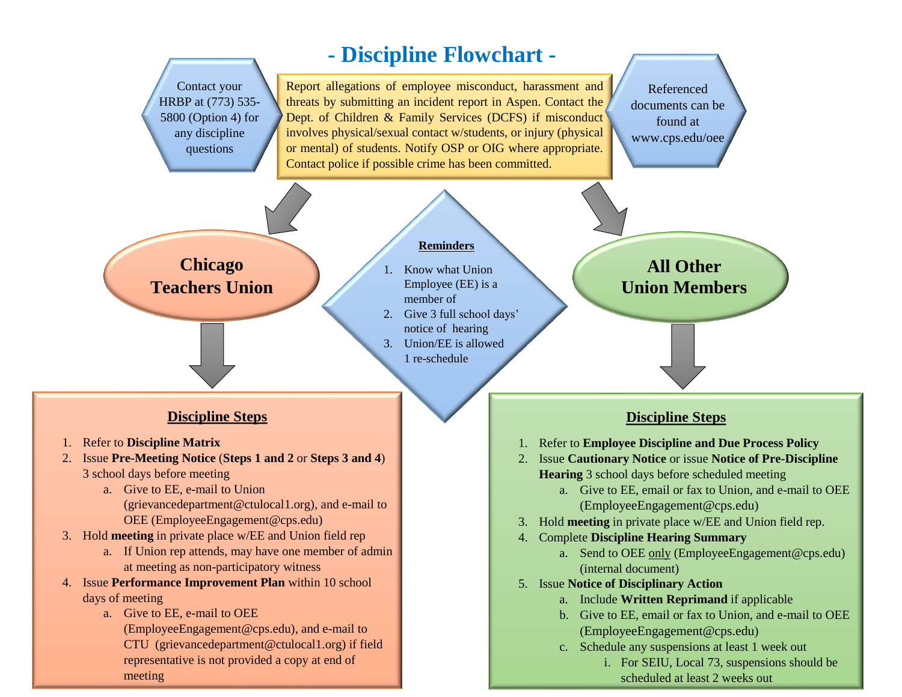# - Discipline Flowchart -

Contact your HRBP at (773) 535-5800 (Option 4) for any discipline questions

Report allegations of employee misconduct, harassment and threats by submitting an incident report in Aspen. Contact the Dept. of Children & Family Services (DCFS) if misconduct involves physical/sexual contact w/students, or injury (physical or mental) of students. Notify OSP or OIG where appropriate. Contact police if possible crime has been committed.

Referenced documents can be found at www.cps.edu/oee

**Reminders**

1. Know what Union Employee (EE) is a member of
2. Give 3 full school days' notice of hearing
3. Union/EE is allowed 1 re-schedule

## Chicago Teachers Union

**Discipline Steps**

1. Refer to **Discipline Matrix**
2. Issue **Pre-Meeting Notice** (**Steps 1 and 2** or **Steps 3 and 4**) 3 school days before meeting
   a. Give to EE, e-mail to Union (grievancedepartment@ctulocal1.org), and e-mail to OEE (EmployeeEngagement@cps.edu)
3. Hold **meeting** in private place w/EE and Union field rep
   a. If Union rep attends, may have one member of admin at meeting as non-participatory witness
4. Issue **Performance Improvement Plan** within 10 school days of meeting
   a. Give to EE, e-mail to OEE (EmployeeEngagement@cps.edu), and e-mail to CTU (grievancedepartment@ctulocal1.org) if field representative is not provided a copy at end of meeting

## All Other Union Members

**Discipline Steps**

1. Refer to **Employee Discipline and Due Process Policy**
2. Issue **Cautionary Notice** or issue **Notice of Pre-Discipline Hearing** 3 school days before scheduled meeting
   a. Give to EE, email or fax to Union, and e-mail to OEE (EmployeeEngagement@cps.edu)
3. Hold **meeting** in private place w/EE and Union field rep.
4. Complete **Discipline Hearing Summary**
   a. Send to OEE only (EmployeeEngagement@cps.edu) (internal document)
5. Issue **Notice of Disciplinary Action**
   a. Include **Written Reprimand** if applicable
   b. Give to EE, email or fax to Union, and e-mail to OEE (EmployeeEngagement@cps.edu)
   c. Schedule any suspensions at least 1 week out
      i. For SEIU, Local 73, suspensions should be scheduled at least 2 weeks out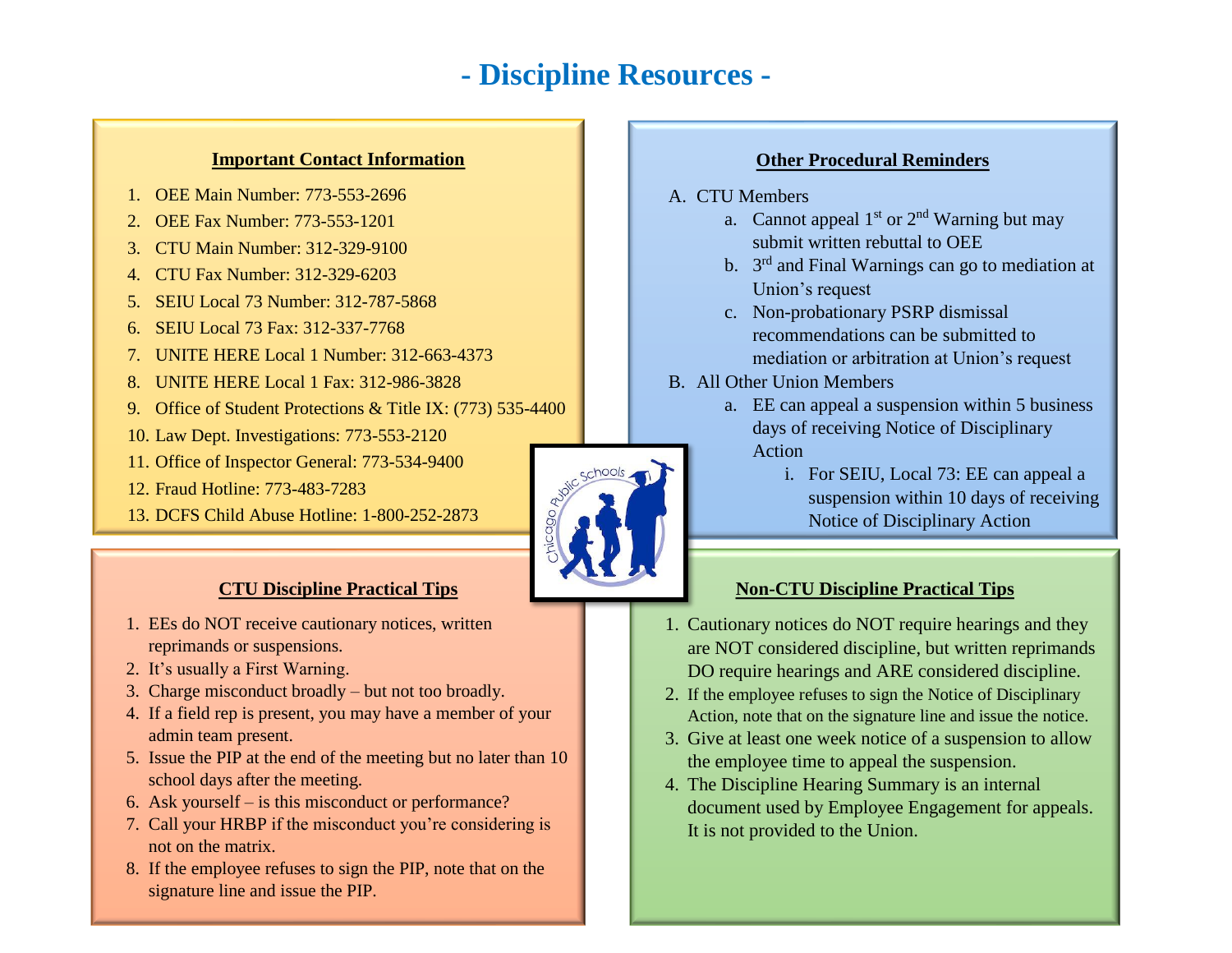# - Discipline Resources -

## Important Contact Information

1. OEE Main Number: 773-553-2696
2. OEE Fax Number: 773-553-1201
3. CTU Main Number: 312-329-9100
4. CTU Fax Number: 312-329-6203
5. SEIU Local 73 Number: 312-787-5868
6. SEIU Local 73 Fax: 312-337-7768
7. UNITE HERE Local 1 Number: 312-663-4373
8. UNITE HERE Local 1 Fax: 312-986-3828
9. Office of Student Protections & Title IX: (773) 535-4400
10. Law Dept. Investigations: 773-553-2120
11. Office of Inspector General: 773-534-9400
12. Fraud Hotline: 773-483-7283
13. DCFS Child Abuse Hotline: 1-800-252-2873

## Other Procedural Reminders

A. CTU Members
   a. Cannot appeal 1st or 2nd Warning but may submit written rebuttal to OEE
   b. 3rd and Final Warnings can go to mediation at Union's request
   c. Non-probationary PSRP dismissal recommendations can be submitted to mediation or arbitration at Union's request

B. All Other Union Members
   a. EE can appeal a suspension within 5 business days of receiving Notice of Disciplinary Action
      i. For SEIU, Local 73: EE can appeal a suspension within 10 days of receiving Notice of Disciplinary Action

## CTU Discipline Practical Tips

1. EEs do NOT receive cautionary notices, written reprimands or suspensions.
2. It's usually a First Warning.
3. Charge misconduct broadly – but not too broadly.
4. If a field rep is present, you may have a member of your admin team present.
5. Issue the PIP at the end of the meeting but no later than 10 school days after the meeting.
6. Ask yourself – is this misconduct or performance?
7. Call your HRBP if the misconduct you're considering is not on the matrix.
8. If the employee refuses to sign the PIP, note that on the signature line and issue the PIP.

## Non-CTU Discipline Practical Tips

1. Cautionary notices do NOT require hearings and they are NOT considered discipline, but written reprimands DO require hearings and ARE considered discipline.
2. If the employee refuses to sign the Notice of Disciplinary Action, note that on the signature line and issue the notice.
3. Give at least one week notice of a suspension to allow the employee time to appeal the suspension.
4. The Discipline Hearing Summary is an internal document used by Employee Engagement for appeals. It is not provided to the Union.